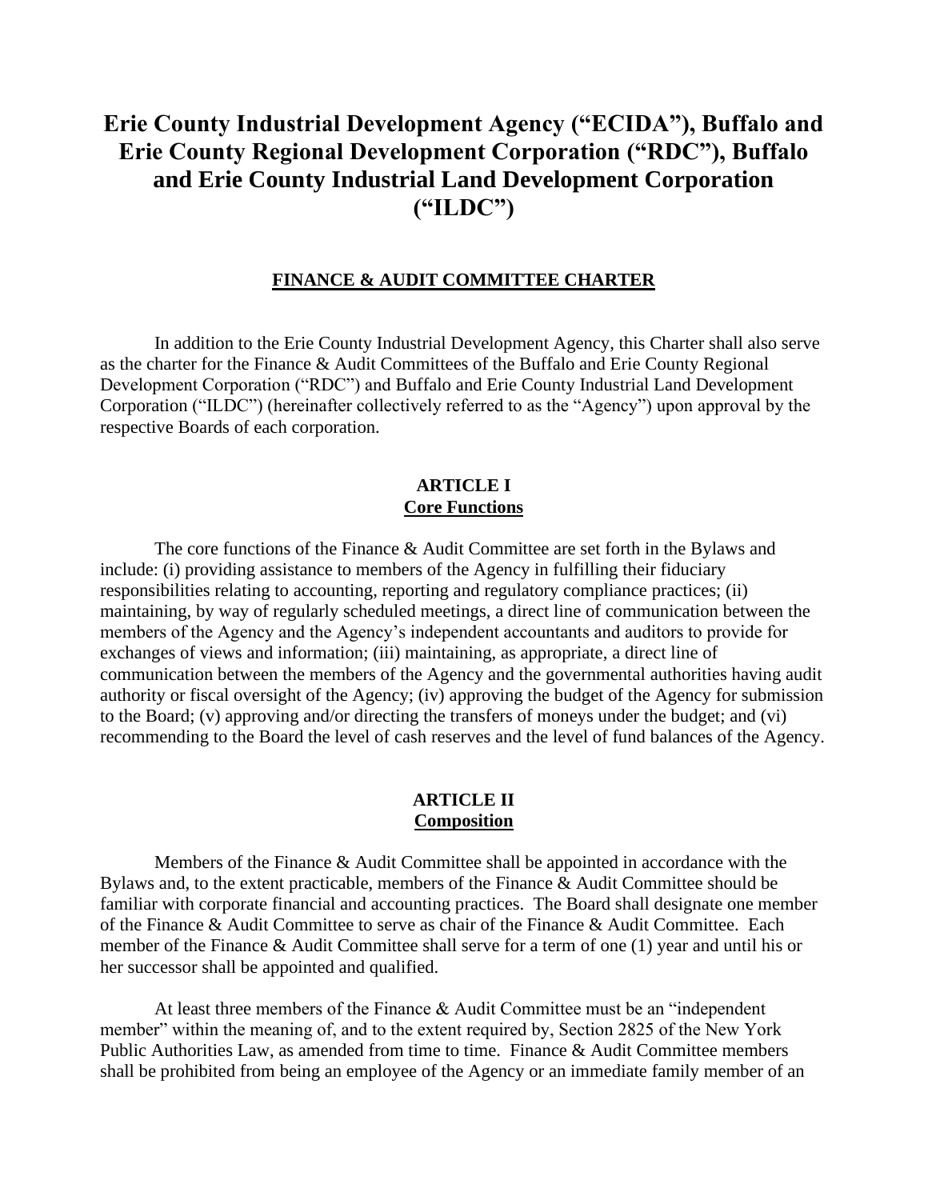# Erie County Industrial Development Agency ("ECIDA"), Buffalo and Erie County Regional Development Corporation ("RDC"), Buffalo and Erie County Industrial Land Development Corporation ("ILDC")

## FINANCE & AUDIT COMMITTEE CHARTER

In addition to the Erie County Industrial Development Agency, this Charter shall also serve as the charter for the Finance & Audit Committees of the Buffalo and Erie County Regional Development Corporation ("RDC") and Buffalo and Erie County Industrial Land Development Corporation ("ILDC") (hereinafter collectively referred to as the "Agency") upon approval by the respective Boards of each corporation.

### ARTICLE I
### Core Functions

The core functions of the Finance & Audit Committee are set forth in the Bylaws and include: (i) providing assistance to members of the Agency in fulfilling their fiduciary responsibilities relating to accounting, reporting and regulatory compliance practices; (ii) maintaining, by way of regularly scheduled meetings, a direct line of communication between the members of the Agency and the Agency's independent accountants and auditors to provide for exchanges of views and information; (iii) maintaining, as appropriate, a direct line of communication between the members of the Agency and the governmental authorities having audit authority or fiscal oversight of the Agency; (iv) approving the budget of the Agency for submission to the Board; (v) approving and/or directing the transfers of moneys under the budget; and (vi) recommending to the Board the level of cash reserves and the level of fund balances of the Agency.

### ARTICLE II
### Composition

Members of the Finance & Audit Committee shall be appointed in accordance with the Bylaws and, to the extent practicable, members of the Finance & Audit Committee should be familiar with corporate financial and accounting practices. The Board shall designate one member of the Finance & Audit Committee to serve as chair of the Finance & Audit Committee. Each member of the Finance & Audit Committee shall serve for a term of one (1) year and until his or her successor shall be appointed and qualified.

At least three members of the Finance & Audit Committee must be an "independent member" within the meaning of, and to the extent required by, Section 2825 of the New York Public Authorities Law, as amended from time to time. Finance & Audit Committee members shall be prohibited from being an employee of the Agency or an immediate family member of an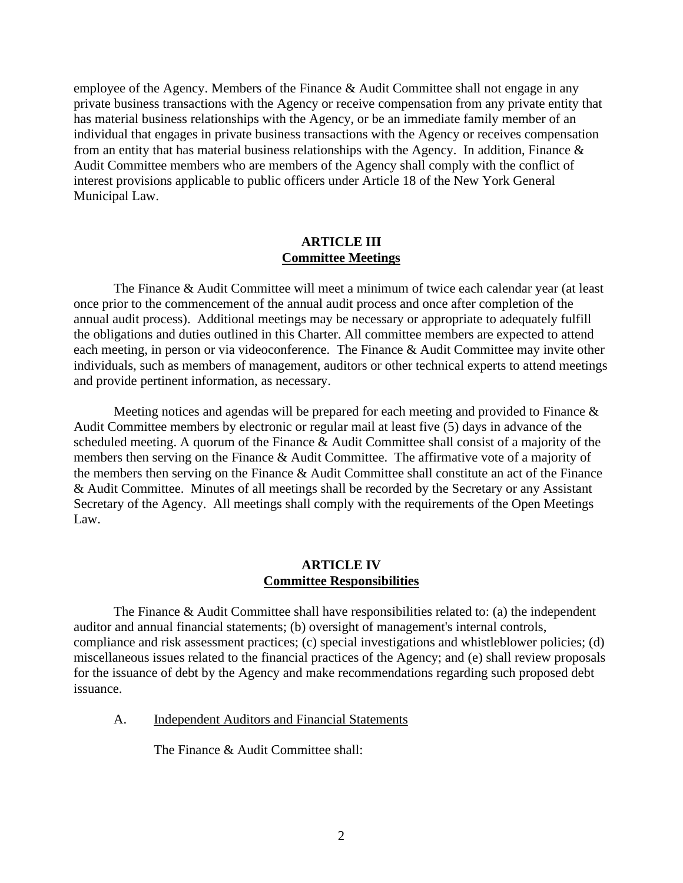employee of the Agency. Members of the Finance & Audit Committee shall not engage in any private business transactions with the Agency or receive compensation from any private entity that has material business relationships with the Agency, or be an immediate family member of an individual that engages in private business transactions with the Agency or receives compensation from an entity that has material business relationships with the Agency. In addition, Finance & Audit Committee members who are members of the Agency shall comply with the conflict of interest provisions applicable to public officers under Article 18 of the New York General Municipal Law.

## ARTICLE III
## Committee Meetings

The Finance & Audit Committee will meet a minimum of twice each calendar year (at least once prior to the commencement of the annual audit process and once after completion of the annual audit process). Additional meetings may be necessary or appropriate to adequately fulfill the obligations and duties outlined in this Charter. All committee members are expected to attend each meeting, in person or via videoconference. The Finance & Audit Committee may invite other individuals, such as members of management, auditors or other technical experts to attend meetings and provide pertinent information, as necessary.

Meeting notices and agendas will be prepared for each meeting and provided to Finance & Audit Committee members by electronic or regular mail at least five (5) days in advance of the scheduled meeting. A quorum of the Finance & Audit Committee shall consist of a majority of the members then serving on the Finance & Audit Committee. The affirmative vote of a majority of the members then serving on the Finance & Audit Committee shall constitute an act of the Finance & Audit Committee. Minutes of all meetings shall be recorded by the Secretary or any Assistant Secretary of the Agency. All meetings shall comply with the requirements of the Open Meetings Law.

## ARTICLE IV
## Committee Responsibilities

The Finance & Audit Committee shall have responsibilities related to: (a) the independent auditor and annual financial statements; (b) oversight of management's internal controls, compliance and risk assessment practices; (c) special investigations and whistleblower policies; (d) miscellaneous issues related to the financial practices of the Agency; and (e) shall review proposals for the issuance of debt by the Agency and make recommendations regarding such proposed debt issuance.

A. Independent Auditors and Financial Statements

The Finance & Audit Committee shall: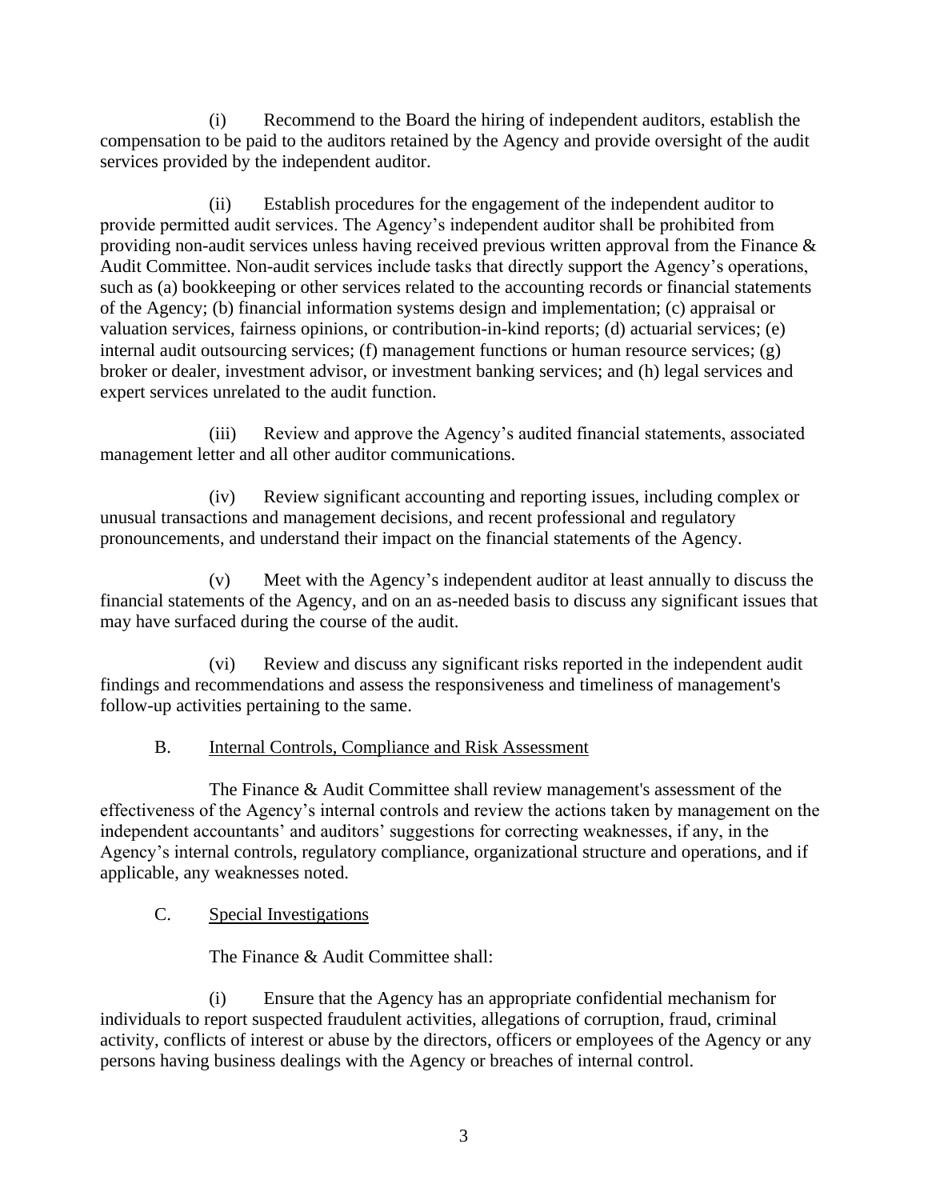(i) Recommend to the Board the hiring of independent auditors, establish the compensation to be paid to the auditors retained by the Agency and provide oversight of the audit services provided by the independent auditor.

(ii) Establish procedures for the engagement of the independent auditor to provide permitted audit services. The Agency's independent auditor shall be prohibited from providing non-audit services unless having received previous written approval from the Finance & Audit Committee. Non-audit services include tasks that directly support the Agency's operations, such as (a) bookkeeping or other services related to the accounting records or financial statements of the Agency; (b) financial information systems design and implementation; (c) appraisal or valuation services, fairness opinions, or contribution-in-kind reports; (d) actuarial services; (e) internal audit outsourcing services; (f) management functions or human resource services; (g) broker or dealer, investment advisor, or investment banking services; and (h) legal services and expert services unrelated to the audit function.

(iii) Review and approve the Agency's audited financial statements, associated management letter and all other auditor communications.

(iv) Review significant accounting and reporting issues, including complex or unusual transactions and management decisions, and recent professional and regulatory pronouncements, and understand their impact on the financial statements of the Agency.

(v) Meet with the Agency's independent auditor at least annually to discuss the financial statements of the Agency, and on an as-needed basis to discuss any significant issues that may have surfaced during the course of the audit.

(vi) Review and discuss any significant risks reported in the independent audit findings and recommendations and assess the responsiveness and timeliness of management's follow-up activities pertaining to the same.

B. Internal Controls, Compliance and Risk Assessment

The Finance & Audit Committee shall review management's assessment of the effectiveness of the Agency's internal controls and review the actions taken by management on the independent accountants' and auditors' suggestions for correcting weaknesses, if any, in the Agency's internal controls, regulatory compliance, organizational structure and operations, and if applicable, any weaknesses noted.

C. Special Investigations

The Finance & Audit Committee shall:

(i) Ensure that the Agency has an appropriate confidential mechanism for individuals to report suspected fraudulent activities, allegations of corruption, fraud, criminal activity, conflicts of interest or abuse by the directors, officers or employees of the Agency or any persons having business dealings with the Agency or breaches of internal control.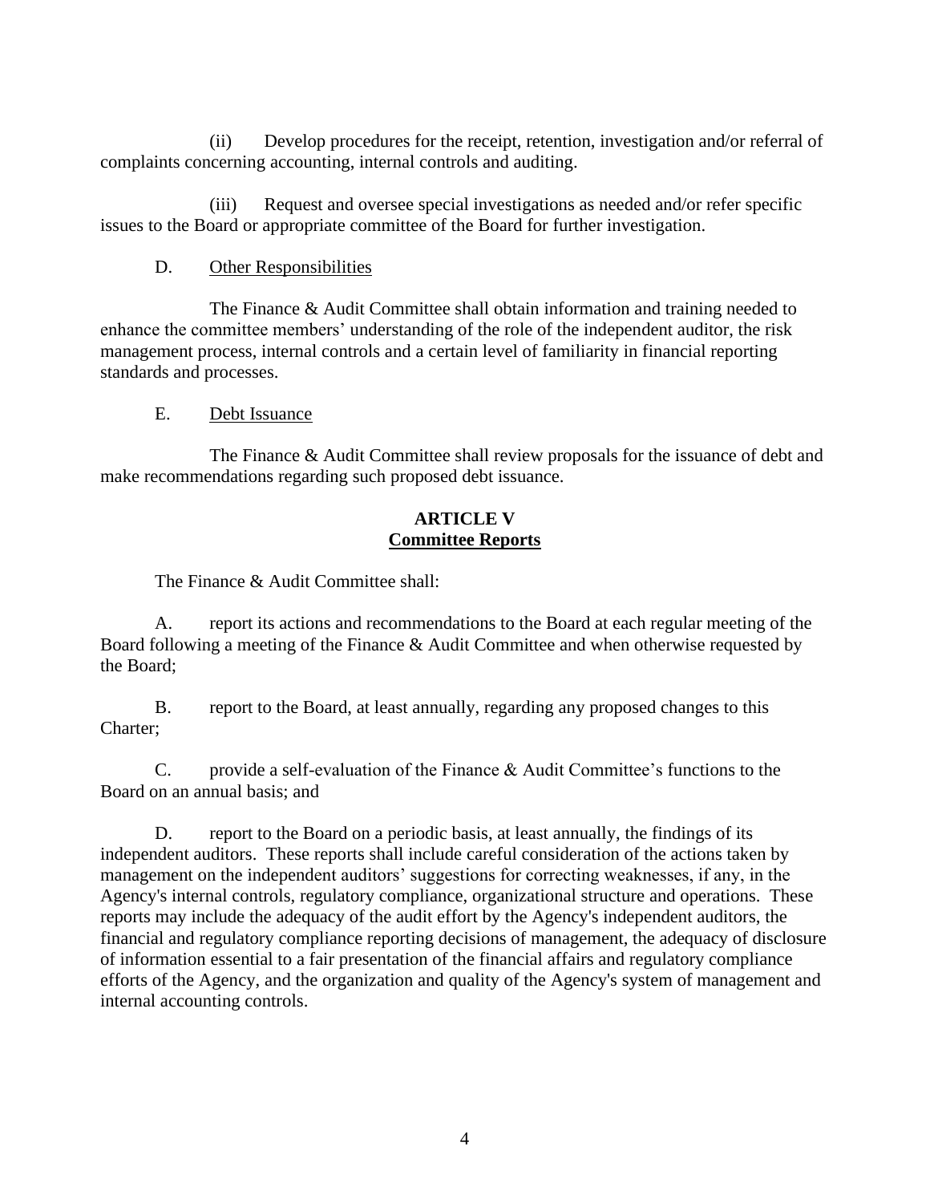(ii) Develop procedures for the receipt, retention, investigation and/or referral of complaints concerning accounting, internal controls and auditing.

(iii) Request and oversee special investigations as needed and/or refer specific issues to the Board or appropriate committee of the Board for further investigation.

D. <u>Other Responsibilities</u>

The Finance & Audit Committee shall obtain information and training needed to enhance the committee members' understanding of the role of the independent auditor, the risk management process, internal controls and a certain level of familiarity in financial reporting standards and processes.

E. <u>Debt Issuance</u>

The Finance & Audit Committee shall review proposals for the issuance of debt and make recommendations regarding such proposed debt issuance.

## ARTICLE V
## Committee Reports

The Finance & Audit Committee shall:

A. report its actions and recommendations to the Board at each regular meeting of the Board following a meeting of the Finance & Audit Committee and when otherwise requested by the Board;

B. report to the Board, at least annually, regarding any proposed changes to this Charter;

C. provide a self-evaluation of the Finance & Audit Committee's functions to the Board on an annual basis; and

D. report to the Board on a periodic basis, at least annually, the findings of its independent auditors. These reports shall include careful consideration of the actions taken by management on the independent auditors' suggestions for correcting weaknesses, if any, in the Agency's internal controls, regulatory compliance, organizational structure and operations. These reports may include the adequacy of the audit effort by the Agency's independent auditors, the financial and regulatory compliance reporting decisions of management, the adequacy of disclosure of information essential to a fair presentation of the financial affairs and regulatory compliance efforts of the Agency, and the organization and quality of the Agency's system of management and internal accounting controls.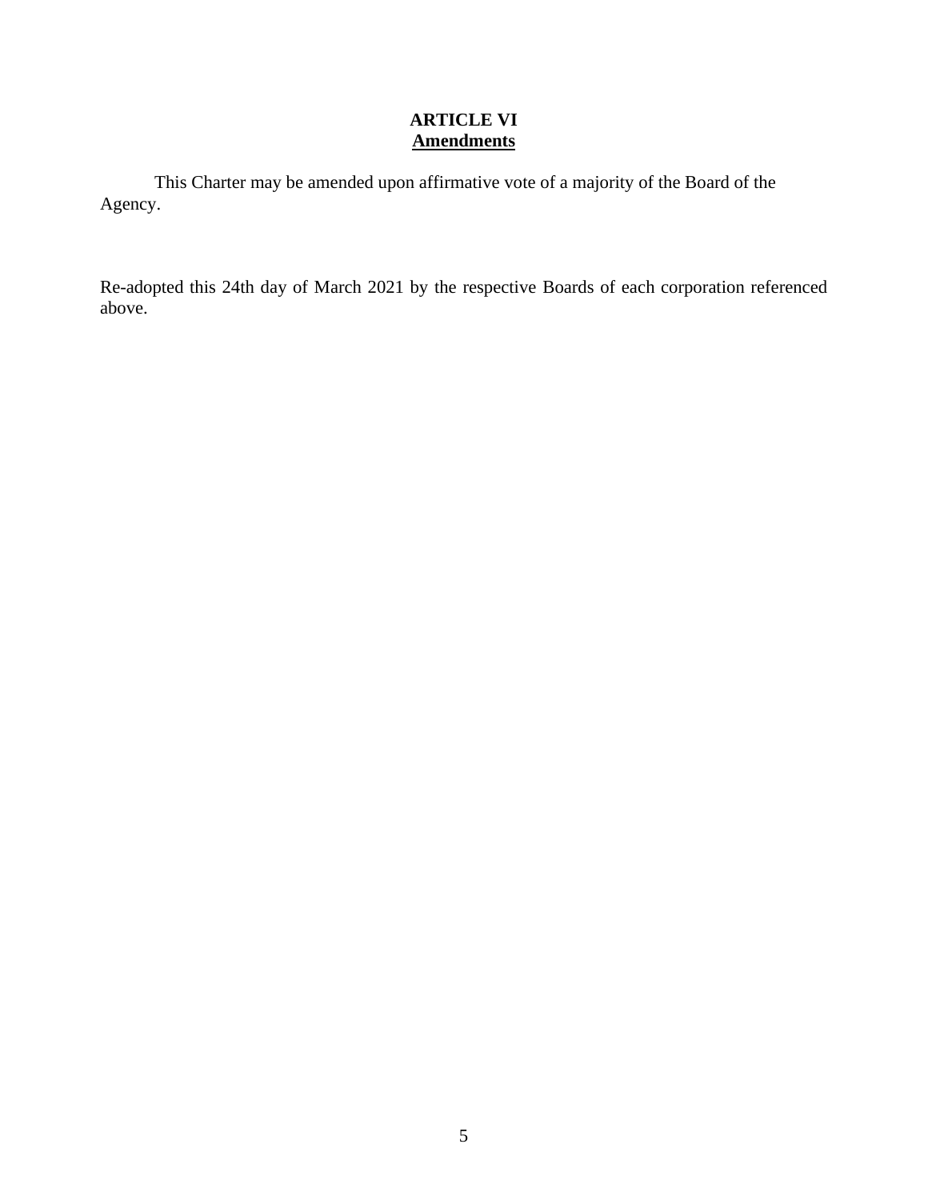## ARTICLE VI

## Amendments

This Charter may be amended upon affirmative vote of a majority of the Board of the Agency.

Re-adopted this 24th day of March 2021 by the respective Boards of each corporation referenced above.